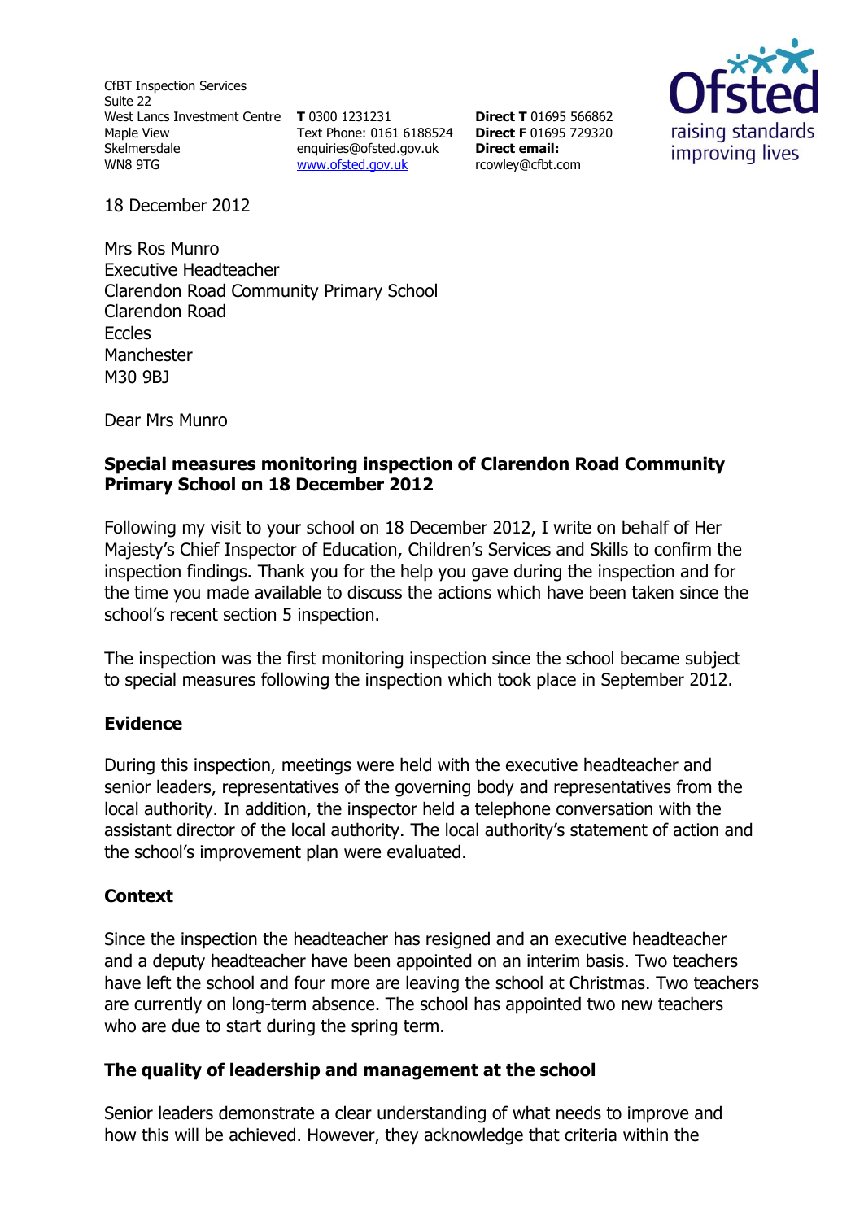CfBT Inspection Services
Suite 22
West Lancs Investment Centre
Maple View
Skelmersdale
WN8 9TG

**T** 0300 1231231
Text Phone: 0161 6188524
enquiries@ofsted.gov.uk
www.ofsted.gov.uk

**Direct T** 01695 566862
**Direct F** 01695 729320
**Direct email:**
rcowley@cfbt.com

Ofsted raising standards improving lives

18 December 2012

Mrs Ros Munro
Executive Headteacher
Clarendon Road Community Primary School
Clarendon Road
Eccles
Manchester
M30 9BJ

Dear Mrs Munro

**Special measures monitoring inspection of Clarendon Road Community Primary School on 18 December 2012**

Following my visit to your school on 18 December 2012, I write on behalf of Her Majesty's Chief Inspector of Education, Children's Services and Skills to confirm the inspection findings. Thank you for the help you gave during the inspection and for the time you made available to discuss the actions which have been taken since the school's recent section 5 inspection.

The inspection was the first monitoring inspection since the school became subject to special measures following the inspection which took place in September 2012.

## Evidence

During this inspection, meetings were held with the executive headteacher and senior leaders, representatives of the governing body and representatives from the local authority. In addition, the inspector held a telephone conversation with the assistant director of the local authority. The local authority's statement of action and the school's improvement plan were evaluated.

## Context

Since the inspection the headteacher has resigned and an executive headteacher and a deputy headteacher have been appointed on an interim basis. Two teachers have left the school and four more are leaving the school at Christmas. Two teachers are currently on long-term absence. The school has appointed two new teachers who are due to start during the spring term.

## The quality of leadership and management at the school

Senior leaders demonstrate a clear understanding of what needs to improve and how this will be achieved. However, they acknowledge that criteria within the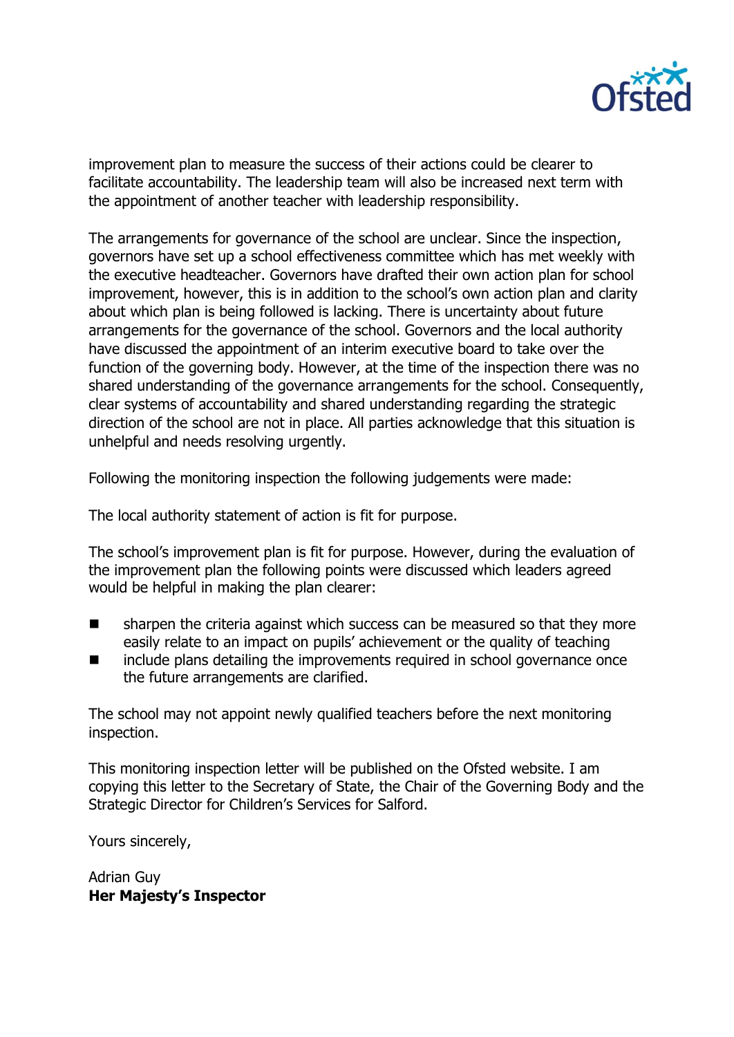improvement plan to measure the success of their actions could be clearer to facilitate accountability. The leadership team will also be increased next term with the appointment of another teacher with leadership responsibility.

The arrangements for governance of the school are unclear. Since the inspection, governors have set up a school effectiveness committee which has met weekly with the executive headteacher. Governors have drafted their own action plan for school improvement, however, this is in addition to the school's own action plan and clarity about which plan is being followed is lacking. There is uncertainty about future arrangements for the governance of the school. Governors and the local authority have discussed the appointment of an interim executive board to take over the function of the governing body. However, at the time of the inspection there was no shared understanding of the governance arrangements for the school. Consequently, clear systems of accountability and shared understanding regarding the strategic direction of the school are not in place. All parties acknowledge that this situation is unhelpful and needs resolving urgently.

Following the monitoring inspection the following judgements were made:

The local authority statement of action is fit for purpose.

The school's improvement plan is fit for purpose. However, during the evaluation of the improvement plan the following points were discussed which leaders agreed would be helpful in making the plan clearer:

- sharpen the criteria against which success can be measured so that they more easily relate to an impact on pupils' achievement or the quality of teaching
- include plans detailing the improvements required in school governance once the future arrangements are clarified.

The school may not appoint newly qualified teachers before the next monitoring inspection.

This monitoring inspection letter will be published on the Ofsted website. I am copying this letter to the Secretary of State, the Chair of the Governing Body and the Strategic Director for Children's Services for Salford.

Yours sincerely,

Adrian Guy
**Her Majesty's Inspector**